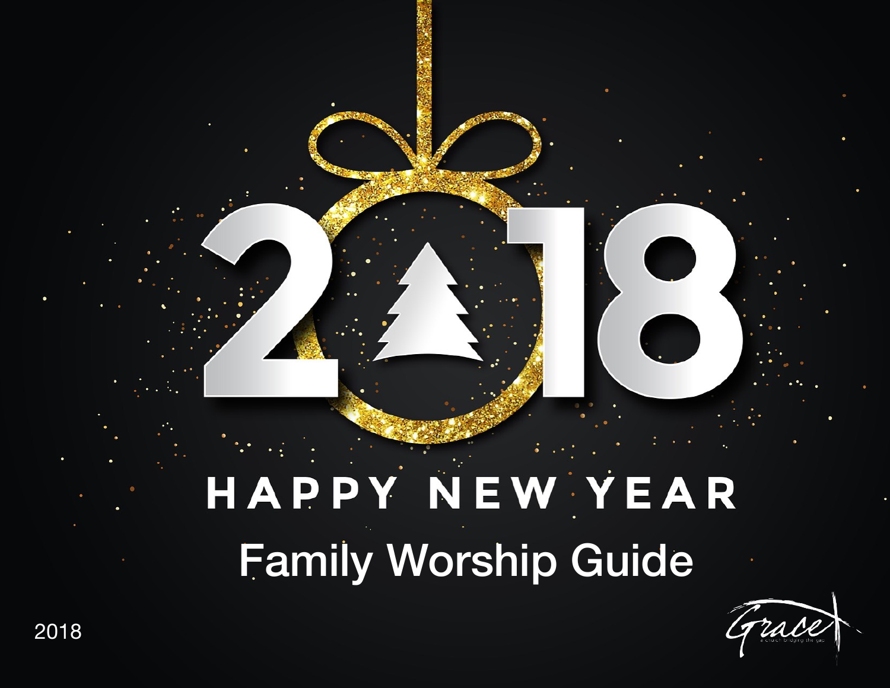# 2018

## HAPPY NEW YEAR

# Family Worship Guide

2018

Grace
a church bridging the gap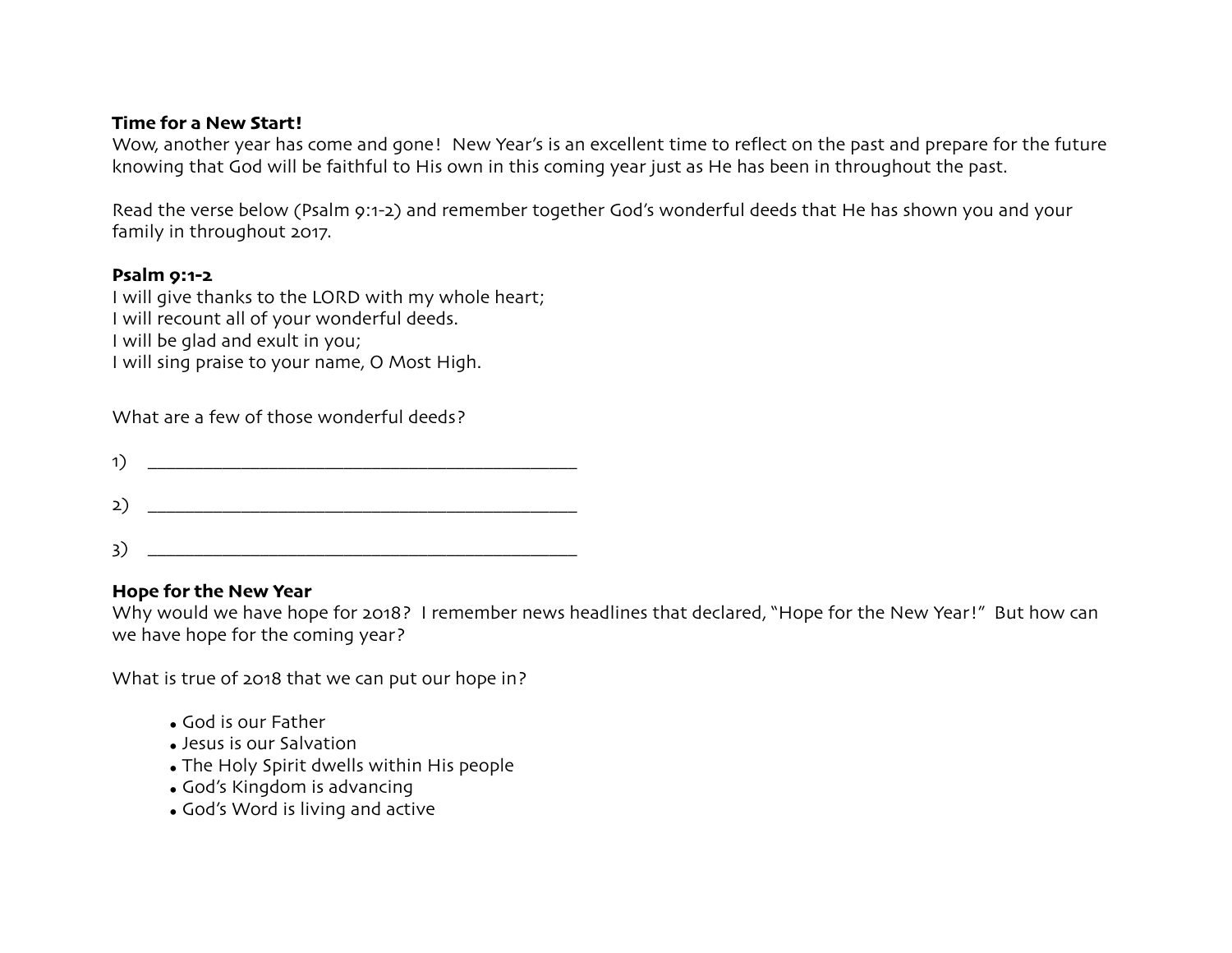**Time for a New Start!**
Wow, another year has come and gone! New Year's is an excellent time to reflect on the past and prepare for the future knowing that God will be faithful to His own in this coming year just as He has been in throughout the past.

Read the verse below (Psalm 9:1-2) and remember together God's wonderful deeds that He has shown you and your family in throughout 2017.

**Psalm 9:1-2**
I will give thanks to the LORD with my whole heart;
I will recount all of your wonderful deeds.
I will be glad and exult in you;
I will sing praise to your name, O Most High.

What are a few of those wonderful deeds?

1) _____________________________________________

2) _____________________________________________

3) _____________________________________________

**Hope for the New Year**
Why would we have hope for 2018? I remember news headlines that declared, "Hope for the New Year!" But how can we have hope for the coming year?

What is true of 2018 that we can put our hope in?

- God is our Father
- Jesus is our Salvation
- The Holy Spirit dwells within His people
- God's Kingdom is advancing
- God's Word is living and active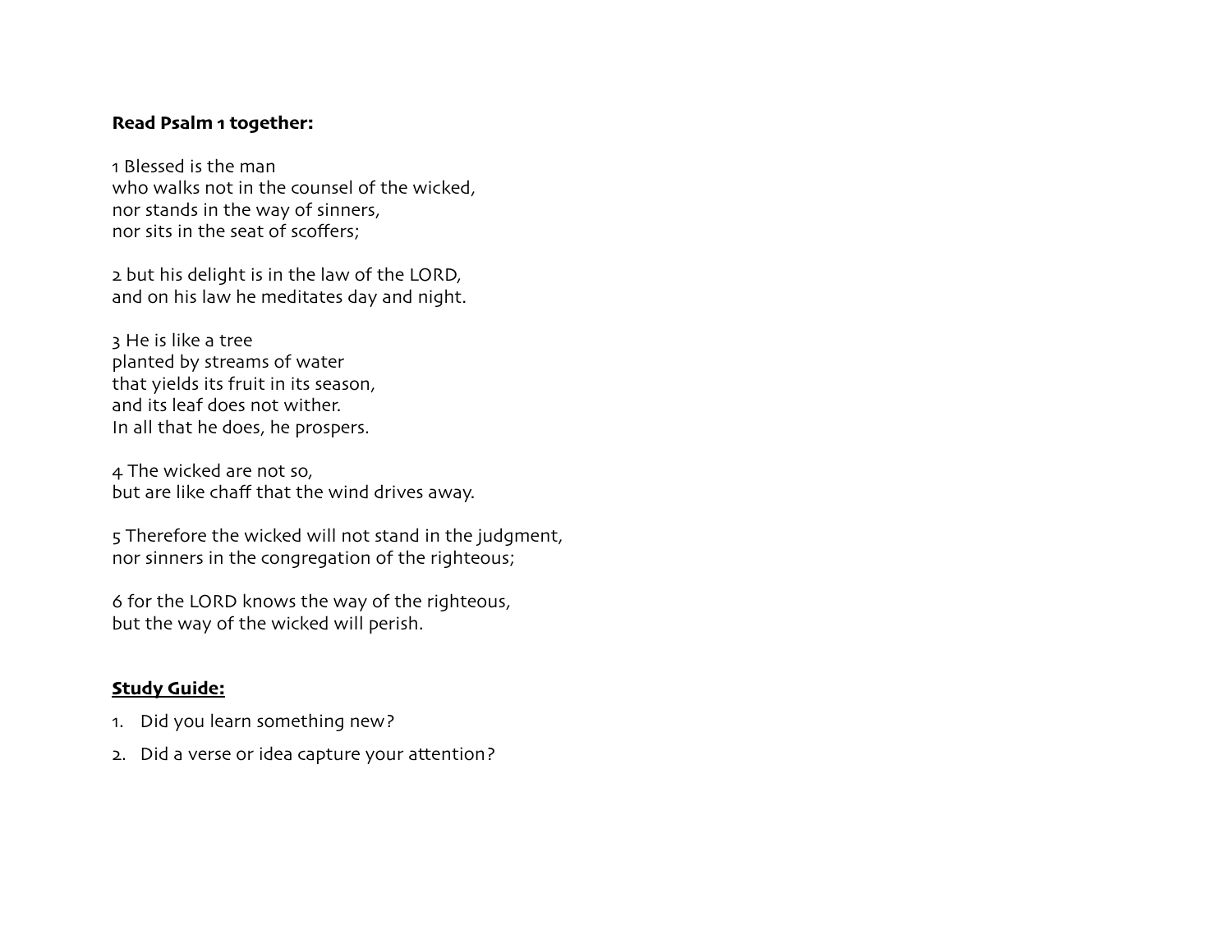**Read Psalm 1 together:**

1 Blessed is the man
who walks not in the counsel of the wicked,
nor stands in the way of sinners,
nor sits in the seat of scoffers;

2 but his delight is in the law of the LORD,
and on his law he meditates day and night.

3 He is like a tree
planted by streams of water
that yields its fruit in its season,
and its leaf does not wither.
In all that he does, he prospers.

4 The wicked are not so,
but are like chaff that the wind drives away.

5 Therefore the wicked will not stand in the judgment,
nor sinners in the congregation of the righteous;

6 for the LORD knows the way of the righteous,
but the way of the wicked will perish.

**<u>Study Guide:</u>**

1. Did you learn something new?
2. Did a verse or idea capture your attention?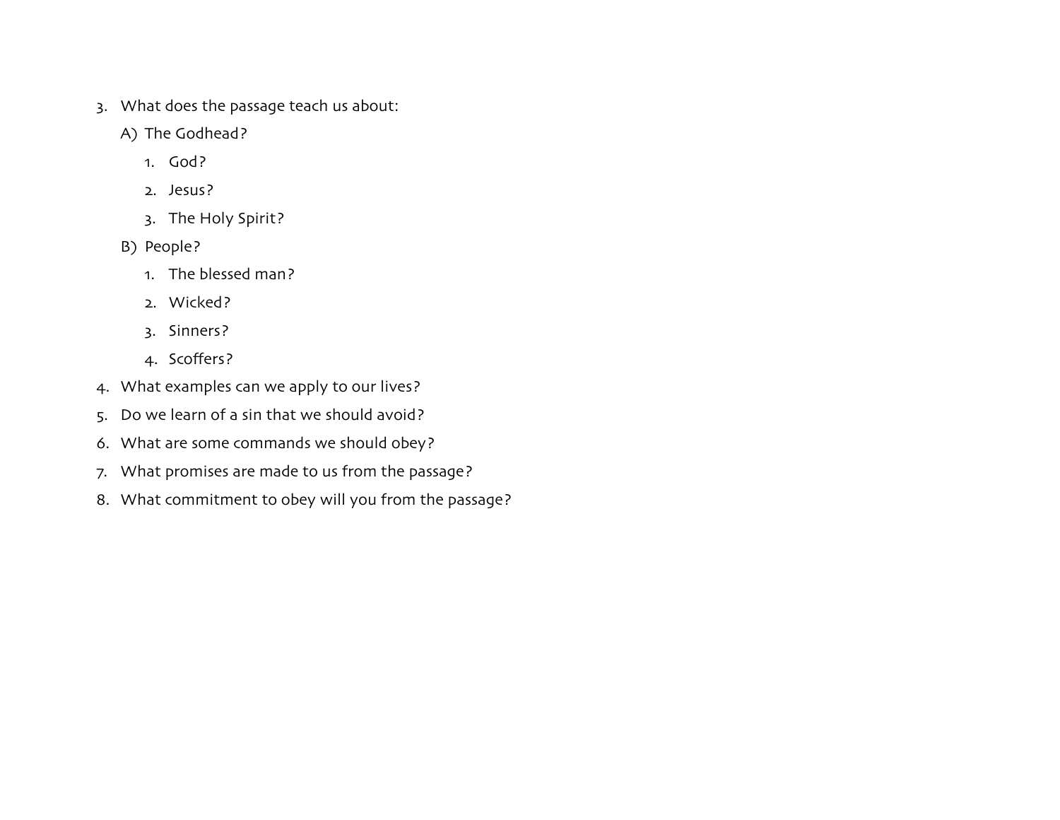3. What does the passage teach us about:
   A) The Godhead?
      1. God?
      2. Jesus?
      3. The Holy Spirit?
   B) People?
      1. The blessed man?
      2. Wicked?
      3. Sinners?
      4. Scoffers?
4. What examples can we apply to our lives?
5. Do we learn of a sin that we should avoid?
6. What are some commands we should obey?
7. What promises are made to us from the passage?
8. What commitment to obey will you from the passage?